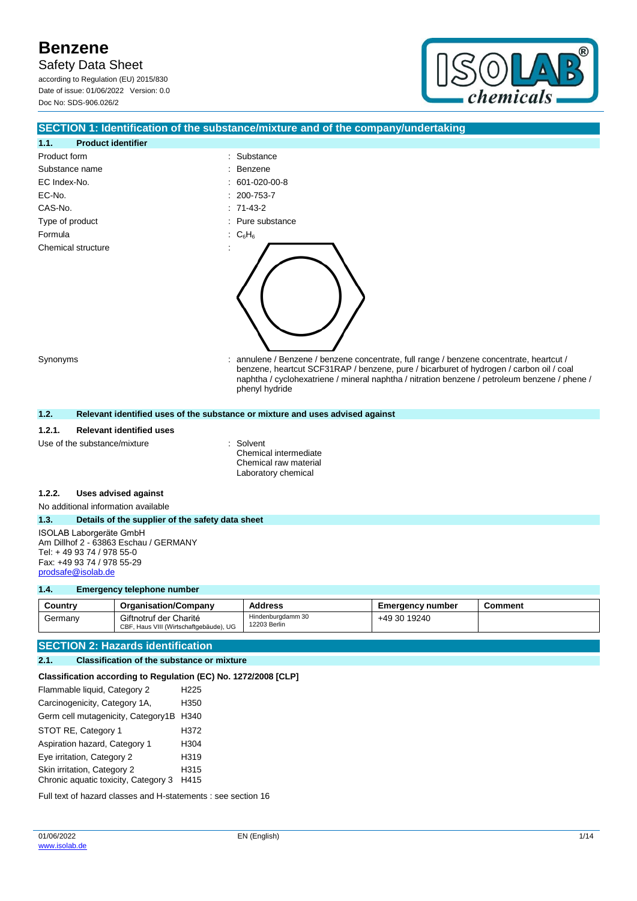# Benzene

Safety Data Sheet

according to Regulation (EU) 2015/830

Date of issue: 01/06/2022 Version: 0.0

Doc No: SDS-906.026/2

## SECTION 1: Identification of the substance/mixture and of the company/undertaking

### 1.1. Product identifier

| | |
|---|---|
| Product form | : Substance |
| Substance name | : Benzene |
| EC Index-No. | : 601-020-00-8 |
| EC-No. | : 200-753-7 |
| CAS-No. | : 71-43-2 |
| Type of product | : Pure substance |
| Formula | : $C_6H_6$ |
| Chemical structure | : |
| Synonyms | : annulene / Benzene / benzene concentrate, full range / benzene concentrate, heartcut / benzene, heartcut SCF31RAP / benzene, pure / bicarburet of hydrogen / carbon oil / coal naphtha / cyclohexatriene / mineral naphtha / nitration benzene / petroleum benzene / phene / phenyl hydride |

### 1.2. Relevant identified uses of the substance or mixture and uses advised against

#### 1.2.1. Relevant identified uses

Use of the substance/mixture : Solvent
Chemical intermediate
Chemical raw material
Laboratory chemical

#### 1.2.2. Uses advised against

No additional information available

### 1.3. Details of the supplier of the safety data sheet

ISOLAB Laborgeräte GmbH
Am Dillhof 2 - 63863 Eschau / GERMANY
Tel: + 49 93 74 / 978 55-0
Fax: +49 93 74 / 978 55-29
prodsafe@isolab.de

### 1.4. Emergency telephone number

| Country | Organisation/Company | Address | Emergency number | Comment |
|---|---|---|---|---|
| Germany | Giftnotruf der Charité<br>CBF, Haus VIII (Wirtschaftgebäude), UG | Hindenburgdamm 30<br>12203 Berlin | +49 30 19240 | |

## SECTION 2: Hazards identification

### 2.1. Classification of the substance or mixture

**Classification according to Regulation (EC) No. 1272/2008 [CLP]**

| | |
|---|---|
| Flammable liquid, Category 2 | H225 |
| Carcinogenicity, Category 1A, | H350 |
| Germ cell mutagenicity, Category1B | H340 |
| STOT RE, Category 1 | H372 |
| Aspiration hazard, Category 1 | H304 |
| Eye irritation, Category 2 | H319 |
| Skin irritation, Category 2 | H315 |
| Chronic aquatic toxicity, Category 3 | H415 |

Full text of hazard classes and H-statements : see section 16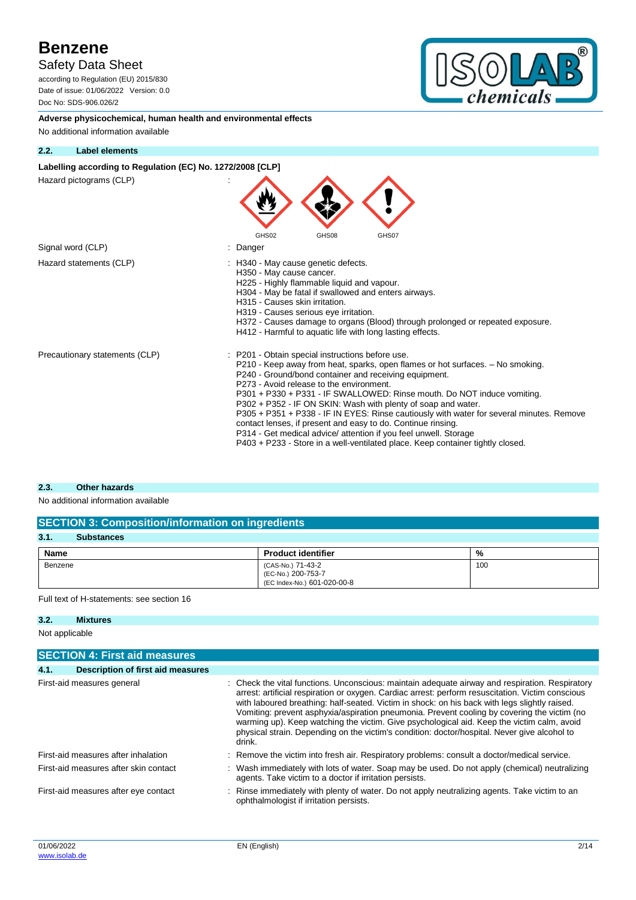**Adverse physicochemical, human health and environmental effects**

No additional information available

## 2.2. Label elements

**Labelling according to Regulation (EC) No. 1272/2008 [CLP]**

Hazard pictograms (CLP) :

GHS02 GHS08 GHS07

Signal word (CLP) : Danger

Hazard statements (CLP) :
H340 - May cause genetic defects.
H350 - May cause cancer.
H225 - Highly flammable liquid and vapour.
H304 - May be fatal if swallowed and enters airways.
H315 - Causes skin irritation.
H319 - Causes serious eye irritation.
H372 - Causes damage to organs (Blood) through prolonged or repeated exposure.
H412 - Harmful to aquatic life with long lasting effects.

Precautionary statements (CLP) :
P201 - Obtain special instructions before use.
P210 - Keep away from heat, sparks, open flames or hot surfaces. – No smoking.
P240 - Ground/bond container and receiving equipment.
P273 - Avoid release to the environment.
P301 + P330 + P331 - IF SWALLOWED: Rinse mouth. Do NOT induce vomiting.
P302 + P352 - IF ON SKIN: Wash with plenty of soap and water.
P305 + P351 + P338 - IF IN EYES: Rinse cautiously with water for several minutes. Remove contact lenses, if present and easy to do. Continue rinsing.
P314 - Get medical advice/ attention if you feel unwell. Storage
P403 + P233 - Store in a well-ventilated place. Keep container tightly closed.

## 2.3. Other hazards

No additional information available

# SECTION 3: Composition/information on ingredients

## 3.1. Substances

| Name | Product identifier | % |
|---|---|---|
| Benzene | (CAS-No.) 71-43-2<br>(EC-No.) 200-753-7<br>(EC Index-No.) 601-020-00-8 | 100 |

Full text of H-statements: see section 16

## 3.2. Mixtures

Not applicable

# SECTION 4: First aid measures

## 4.1. Description of first aid measures

First-aid measures general : Check the vital functions. Unconscious: maintain adequate airway and respiration. Respiratory arrest: artificial respiration or oxygen. Cardiac arrest: perform resuscitation. Victim conscious with laboured breathing: half-seated. Victim in shock: on his back with legs slightly raised. Vomiting: prevent asphyxia/aspiration pneumonia. Prevent cooling by covering the victim (no warming up). Keep watching the victim. Give psychological aid. Keep the victim calm, avoid physical strain. Depending on the victim's condition: doctor/hospital. Never give alcohol to drink.

First-aid measures after inhalation : Remove the victim into fresh air. Respiratory problems: consult a doctor/medical service.

First-aid measures after skin contact : Wash immediately with lots of water. Soap may be used. Do not apply (chemical) neutralizing agents. Take victim to a doctor if irritation persists.

First-aid measures after eye contact : Rinse immediately with plenty of water. Do not apply neutralizing agents. Take victim to an ophthalmologist if irritation persists.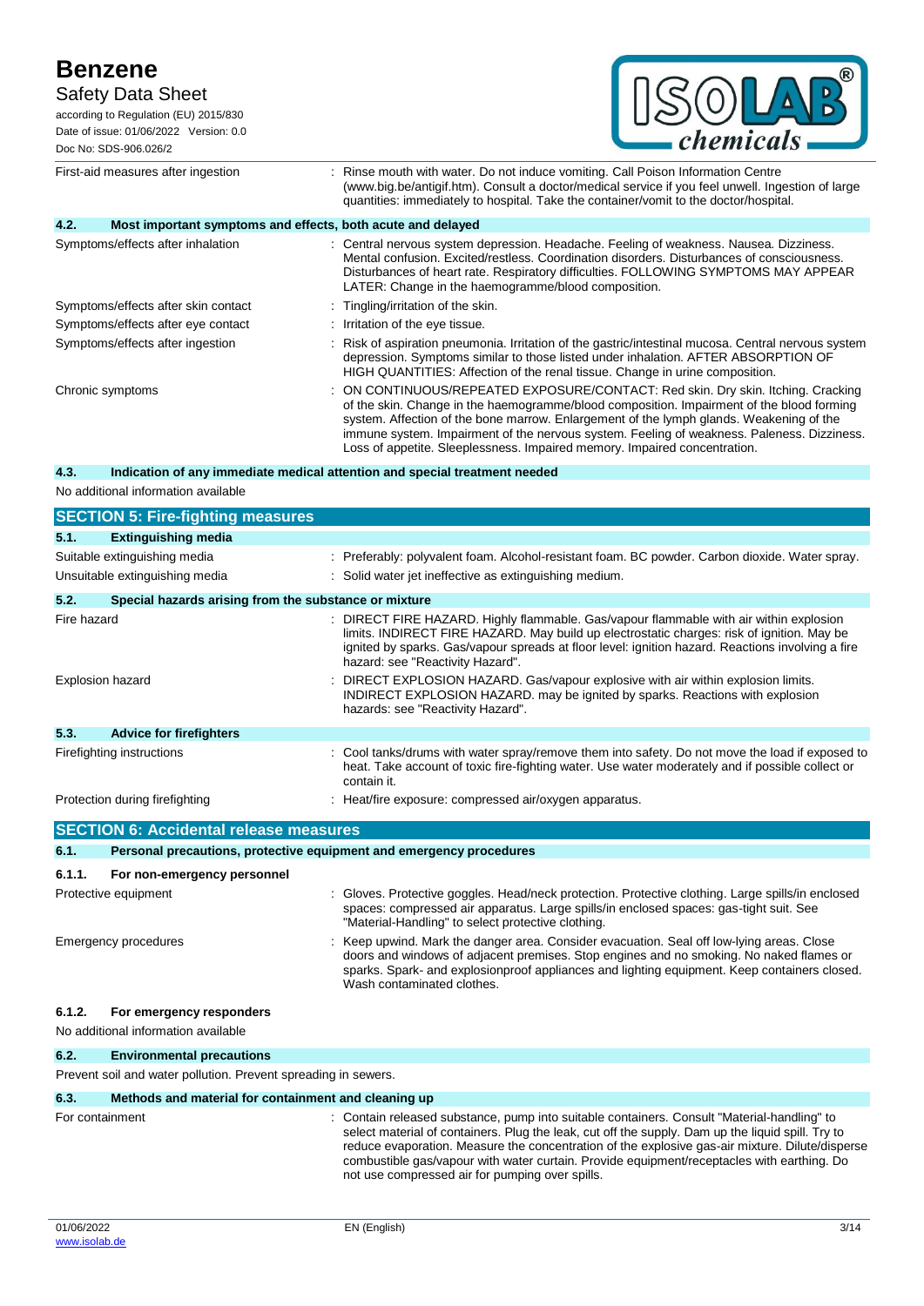| | |
|---|---|
| First-aid measures after ingestion | : Rinse mouth with water. Do not induce vomiting. Call Poison Information Centre (www.big.be/antigif.htm). Consult a doctor/medical service if you feel unwell. Ingestion of large quantities: immediately to hospital. Take the container/vomit to the doctor/hospital. |

### 4.2. Most important symptoms and effects, both acute and delayed

| | |
|---|---|
| Symptoms/effects after inhalation | : Central nervous system depression. Headache. Feeling of weakness. Nausea. Dizziness. Mental confusion. Excited/restless. Coordination disorders. Disturbances of consciousness. Disturbances of heart rate. Respiratory difficulties. FOLLOWING SYMPTOMS MAY APPEAR LATER: Change in the haemogramme/blood composition. |
| Symptoms/effects after skin contact | : Tingling/irritation of the skin. |
| Symptoms/effects after eye contact | : Irritation of the eye tissue. |
| Symptoms/effects after ingestion | : Risk of aspiration pneumonia. Irritation of the gastric/intestinal mucosa. Central nervous system depression. Symptoms similar to those listed under inhalation. AFTER ABSORPTION OF HIGH QUANTITIES: Affection of the renal tissue. Change in urine composition. |
| Chronic symptoms | : ON CONTINUOUS/REPEATED EXPOSURE/CONTACT: Red skin. Dry skin. Itching. Cracking of the skin. Change in the haemogramme/blood composition. Impairment of the blood forming system. Affection of the bone marrow. Enlargement of the lymph glands. Weakening of the immune system. Impairment of the nervous system. Feeling of weakness. Paleness. Dizziness. Loss of appetite. Sleeplessness. Impaired memory. Impaired concentration. |

### 4.3. Indication of any immediate medical attention and special treatment needed

No additional information available

## SECTION 5: Fire-fighting measures

### 5.1. Extinguishing media

| | |
|---|---|
| Suitable extinguishing media | : Preferably: polyvalent foam. Alcohol-resistant foam. BC powder. Carbon dioxide. Water spray. |
| Unsuitable extinguishing media | : Solid water jet ineffective as extinguishing medium. |

### 5.2. Special hazards arising from the substance or mixture

| | |
|---|---|
| Fire hazard | : DIRECT FIRE HAZARD. Highly flammable. Gas/vapour flammable with air within explosion limits. INDIRECT FIRE HAZARD. May build up electrostatic charges: risk of ignition. May be ignited by sparks. Gas/vapour spreads at floor level: ignition hazard. Reactions involving a fire hazard: see "Reactivity Hazard". |
| Explosion hazard | : DIRECT EXPLOSION HAZARD. Gas/vapour explosive with air within explosion limits. INDIRECT EXPLOSION HAZARD. may be ignited by sparks. Reactions with explosion hazards: see "Reactivity Hazard". |

### 5.3. Advice for firefighters

| | |
|---|---|
| Firefighting instructions | : Cool tanks/drums with water spray/remove them into safety. Do not move the load if exposed to heat. Take account of toxic fire-fighting water. Use water moderately and if possible collect or contain it. |
| Protection during firefighting | : Heat/fire exposure: compressed air/oxygen apparatus. |

## SECTION 6: Accidental release measures

### 6.1. Personal precautions, protective equipment and emergency procedures

#### 6.1.1. For non-emergency personnel

| | |
|---|---|
| Protective equipment | : Gloves. Protective goggles. Head/neck protection. Protective clothing. Large spills/in enclosed spaces: compressed air apparatus. Large spills/in enclosed spaces: gas-tight suit. See "Material-Handling" to select protective clothing. |
| Emergency procedures | : Keep upwind. Mark the danger area. Consider evacuation. Seal off low-lying areas. Close doors and windows of adjacent premises. Stop engines and no smoking. No naked flames or sparks. Spark- and explosionproof appliances and lighting equipment. Keep containers closed. Wash contaminated clothes. |

#### 6.1.2. For emergency responders

No additional information available

### 6.2. Environmental precautions

Prevent soil and water pollution. Prevent spreading in sewers.

### 6.3. Methods and material for containment and cleaning up

| | |
|---|---|
| For containment | : Contain released substance, pump into suitable containers. Consult "Material-handling" to select material of containers. Plug the leak, cut off the supply. Dam up the liquid spill. Try to reduce evaporation. Measure the concentration of the explosive gas-air mixture. Dilute/disperse combustible gas/vapour with water curtain. Provide equipment/receptacles with earthing. Do not use compressed air for pumping over spills. |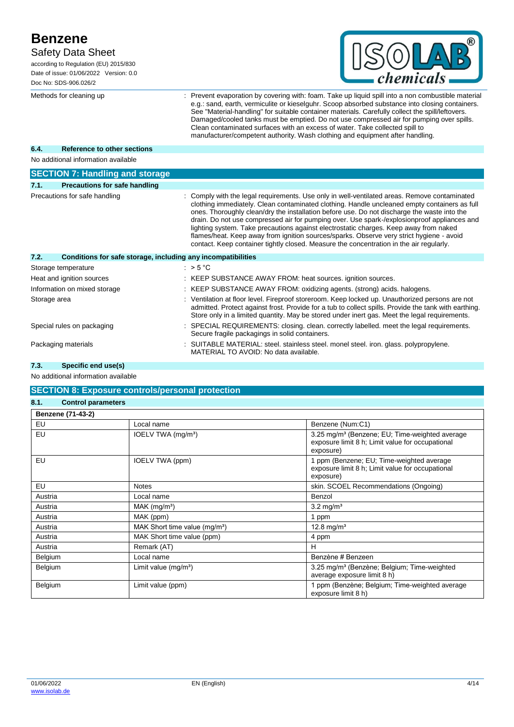Methods for cleaning up : Prevent evaporation by covering with: foam. Take up liquid spill into a non combustible material e.g.: sand, earth, vermiculite or kieselguhr. Scoop absorbed substance into closing containers. See "Material-handling" for suitable container materials. Carefully collect the spill/leftovers. Damaged/cooled tanks must be emptied. Do not use compressed air for pumping over spills. Clean contaminated surfaces with an excess of water. Take collected spill to manufacturer/competent authority. Wash clothing and equipment after handling.

### 6.4. Reference to other sections

No additional information available

## SECTION 7: Handling and storage

### 7.1. Precautions for safe handling

Precautions for safe handling : Comply with the legal requirements. Use only in well-ventilated areas. Remove contaminated clothing immediately. Clean contaminated clothing. Handle uncleaned empty containers as full ones. Thoroughly clean/dry the installation before use. Do not discharge the waste into the drain. Do not use compressed air for pumping over. Use spark-/explosionproof appliances and lighting system. Take precautions against electrostatic charges. Keep away from naked flames/heat. Keep away from ignition sources/sparks. Observe very strict hygiene - avoid contact. Keep container tightly closed. Measure the concentration in the air regularly.

### 7.2. Conditions for safe storage, including any incompatibilities

Storage temperature : > 5 °C

Heat and ignition sources : KEEP SUBSTANCE AWAY FROM: heat sources. ignition sources.

Information on mixed storage : KEEP SUBSTANCE AWAY FROM: oxidizing agents. (strong) acids. halogens.

Storage area : Ventilation at floor level. Fireproof storeroom. Keep locked up. Unauthorized persons are not admitted. Protect against frost. Provide for a tub to collect spills. Provide the tank with earthing. Store only in a limited quantity. May be stored under inert gas. Meet the legal requirements.

Special rules on packaging : SPECIAL REQUIREMENTS: closing. clean. correctly labelled. meet the legal requirements. Secure fragile packagings in solid containers.

Packaging materials : SUITABLE MATERIAL: steel. stainless steel. monel steel. iron. glass. polypropylene. MATERIAL TO AVOID: No data available.

### 7.3. Specific end use(s)

No additional information available

## SECTION 8: Exposure controls/personal protection

### 8.1. Control parameters

| Benzene (71-43-2) | | |
|---|---|---|
| EU | Local name | Benzene (Num:C1) |
| EU | IOELV TWA (mg/m³) | 3.25 mg/m³ (Benzene; EU; Time-weighted average exposure limit 8 h; Limit value for occupational exposure) |
| EU | IOELV TWA (ppm) | 1 ppm (Benzene; EU; Time-weighted average exposure limit 8 h; Limit value for occupational exposure) |
| EU | Notes | skin. SCOEL Recommendations (Ongoing) |
| Austria | Local name | Benzol |
| Austria | MAK (mg/m³) | 3.2 mg/m³ |
| Austria | MAK (ppm) | 1 ppm |
| Austria | MAK Short time value (mg/m³) | 12.8 mg/m³ |
| Austria | MAK Short time value (ppm) | 4 ppm |
| Austria | Remark (AT) | H |
| Belgium | Local name | Benzène # Benzeen |
| Belgium | Limit value (mg/m³) | 3.25 mg/m³ (Benzène; Belgium; Time-weighted average exposure limit 8 h) |
| Belgium | Limit value (ppm) | 1 ppm (Benzène; Belgium; Time-weighted average exposure limit 8 h) |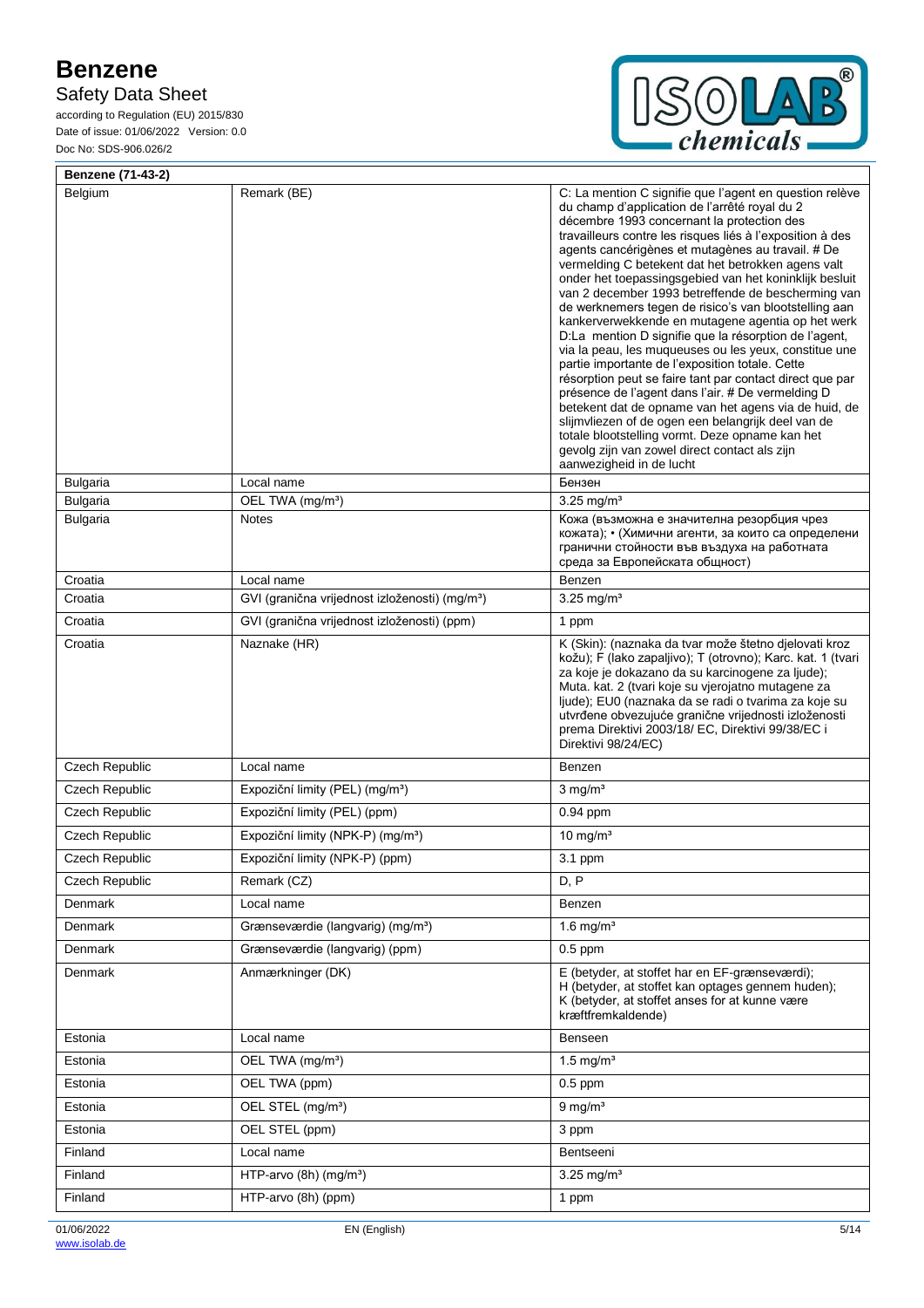| Benzene (71-43-2) | | |
|---|---|---|
| Belgium | Remark (BE) | C: La mention C signifie que l'agent en question relève du champ d'application de l'arrêté royal du 2 décembre 1993 concernant la protection des travailleurs contre les risques liés à l'exposition à des agents cancérigènes et mutagènes au travail. # De vermelding C betekent dat het betrokken agens valt onder het toepassingsgebied van het koninklijk besluit van 2 december 1993 betreffende de bescherming van de werknemers tegen de risico's van blootstelling aan kankerverwekkende en mutagene agentia op het werk D:La mention D signifie que la résorption de l'agent, via la peau, les muqueuses ou les yeux, constitue une partie importante de l'exposition totale. Cette résorption peut se faire tant par contact direct que par présence de l'agent dans l'air. # De vermelding D betekent dat de opname van het agens via de huid, de slijmvliezen of de ogen een belangrijk deel van de totale blootstelling vormt. Deze opname kan het gevolg zijn van zowel direct contact als zijn aanwezigheid in de lucht |
| Bulgaria | Local name | Бензен |
| Bulgaria | OEL TWA (mg/m³) | 3.25 mg/m³ |
| Bulgaria | Notes | Кожа (възможна е значителна резорбция чрез кожата); • (Химични агенти, за които са определени гранични стойности във въздуха на работната среда за Европейската общност) |
| Croatia | Local name | Benzen |
| Croatia | GVI (granična vrijednost izloženosti) (mg/m³) | 3.25 mg/m³ |
| Croatia | GVI (granična vrijednost izloženosti) (ppm) | 1 ppm |
| Croatia | Naznake (HR) | K (Skin): (naznaka da tvar može štetno djelovati kroz kožu); F (lako zapaljivo); T (otrovno); Karc. kat. 1 (tvari za koje je dokazano da su karcinogene za ljude); Muta. kat. 2 (tvari koje su vjerojatno mutagene za ljude); EU0 (naznaka da se radi o tvarima za koje su utvrđene obvezujuće granične vrijednosti izloženosti prema Direktivi 2003/18/ EC, Direktivi 99/38/EC i Direktivi 98/24/EC) |
| Czech Republic | Local name | Benzen |
| Czech Republic | Expoziční limity (PEL) (mg/m³) | 3 mg/m³ |
| Czech Republic | Expoziční limity (PEL) (ppm) | 0.94 ppm |
| Czech Republic | Expoziční limity (NPK-P) (mg/m³) | 10 mg/m³ |
| Czech Republic | Expoziční limity (NPK-P) (ppm) | 3.1 ppm |
| Czech Republic | Remark (CZ) | D, P |
| Denmark | Local name | Benzen |
| Denmark | Grænseværdie (langvarig) (mg/m³) | 1.6 mg/m³ |
| Denmark | Grænseværdie (langvarig) (ppm) | 0.5 ppm |
| Denmark | Anmærkninger (DK) | E (betyder, at stoffet har en EF-grænseværdi); H (betyder, at stoffet kan optages gennem huden); K (betyder, at stoffet anses for at kunne være kræftfremkaldende) |
| Estonia | Local name | Benseen |
| Estonia | OEL TWA (mg/m³) | 1.5 mg/m³ |
| Estonia | OEL TWA (ppm) | 0.5 ppm |
| Estonia | OEL STEL (mg/m³) | 9 mg/m³ |
| Estonia | OEL STEL (ppm) | 3 ppm |
| Finland | Local name | Bentseeni |
| Finland | HTP-arvo (8h) (mg/m³) | 3.25 mg/m³ |
| Finland | HTP-arvo (8h) (ppm) | 1 ppm |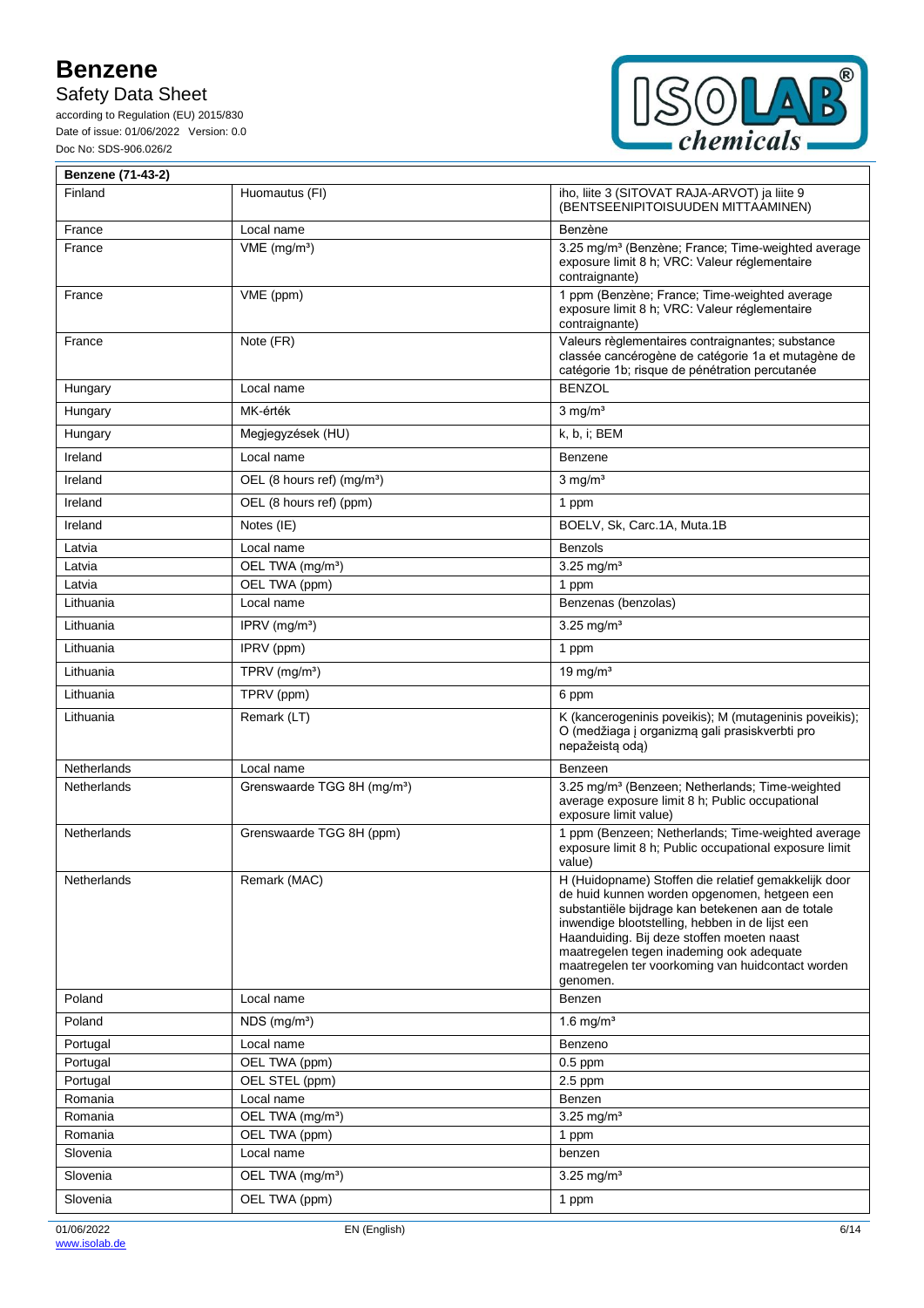| Benzene (71-43-2) | | |
|---|---|---|
| Finland | Huomautus (FI) | iho, liite 3 (SITOVAT RAJA-ARVOT) ja liite 9 (BENTSEENIPITOISUUDEN MITTAAMINEN) |
| France | Local name | Benzène |
| France | VME (mg/m³) | 3.25 mg/m³ (Benzène; France; Time-weighted average exposure limit 8 h; VRC: Valeur réglementaire contraignante) |
| France | VME (ppm) | 1 ppm (Benzène; France; Time-weighted average exposure limit 8 h; VRC: Valeur réglementaire contraignante) |
| France | Note (FR) | Valeurs règlementaires contraignantes; substance classée cancérogène de catégorie 1a et mutagène de catégorie 1b; risque de pénétration percutanée |
| Hungary | Local name | BENZOL |
| Hungary | MK-érték | 3 mg/m³ |
| Hungary | Megjegyzések (HU) | k, b, i; BEM |
| Ireland | Local name | Benzene |
| Ireland | OEL (8 hours ref) (mg/m³) | 3 mg/m³ |
| Ireland | OEL (8 hours ref) (ppm) | 1 ppm |
| Ireland | Notes (IE) | BOELV, Sk, Carc.1A, Muta.1B |
| Latvia | Local name | Benzols |
| Latvia | OEL TWA (mg/m³) | 3.25 mg/m³ |
| Latvia | OEL TWA (ppm) | 1 ppm |
| Lithuania | Local name | Benzenas (benzolas) |
| Lithuania | IPRV (mg/m³) | 3.25 mg/m³ |
| Lithuania | IPRV (ppm) | 1 ppm |
| Lithuania | TPRV (mg/m³) | 19 mg/m³ |
| Lithuania | TPRV (ppm) | 6 ppm |
| Lithuania | Remark (LT) | K (kancerogeninis poveikis); M (mutageninis poveikis); O (medžiaga į organizmą gali prasiskverbti pro nepažeistą odą) |
| Netherlands | Local name | Benzeen |
| Netherlands | Grenswaarde TGG 8H (mg/m³) | 3.25 mg/m³ (Benzeen; Netherlands; Time-weighted average exposure limit 8 h; Public occupational exposure limit value) |
| Netherlands | Grenswaarde TGG 8H (ppm) | 1 ppm (Benzeen; Netherlands; Time-weighted average exposure limit 8 h; Public occupational exposure limit value) |
| Netherlands | Remark (MAC) | H (Huidopname) Stoffen die relatief gemakkelijk door de huid kunnen worden opgenomen, hetgeen een substantiële bijdrage kan betekenen aan de totale inwendige blootstelling, hebben in de lijst een Haanduiding. Bij deze stoffen moeten naast maatregelen tegen inademing ook adequate maatregelen ter voorkoming van huidcontact worden genomen. |
| Poland | Local name | Benzen |
| Poland | NDS (mg/m³) | 1.6 mg/m³ |
| Portugal | Local name | Benzeno |
| Portugal | OEL TWA (ppm) | 0.5 ppm |
| Portugal | OEL STEL (ppm) | 2.5 ppm |
| Romania | Local name | Benzen |
| Romania | OEL TWA (mg/m³) | 3.25 mg/m³ |
| Romania | OEL TWA (ppm) | 1 ppm |
| Slovenia | Local name | benzen |
| Slovenia | OEL TWA (mg/m³) | 3.25 mg/m³ |
| Slovenia | OEL TWA (ppm) | 1 ppm |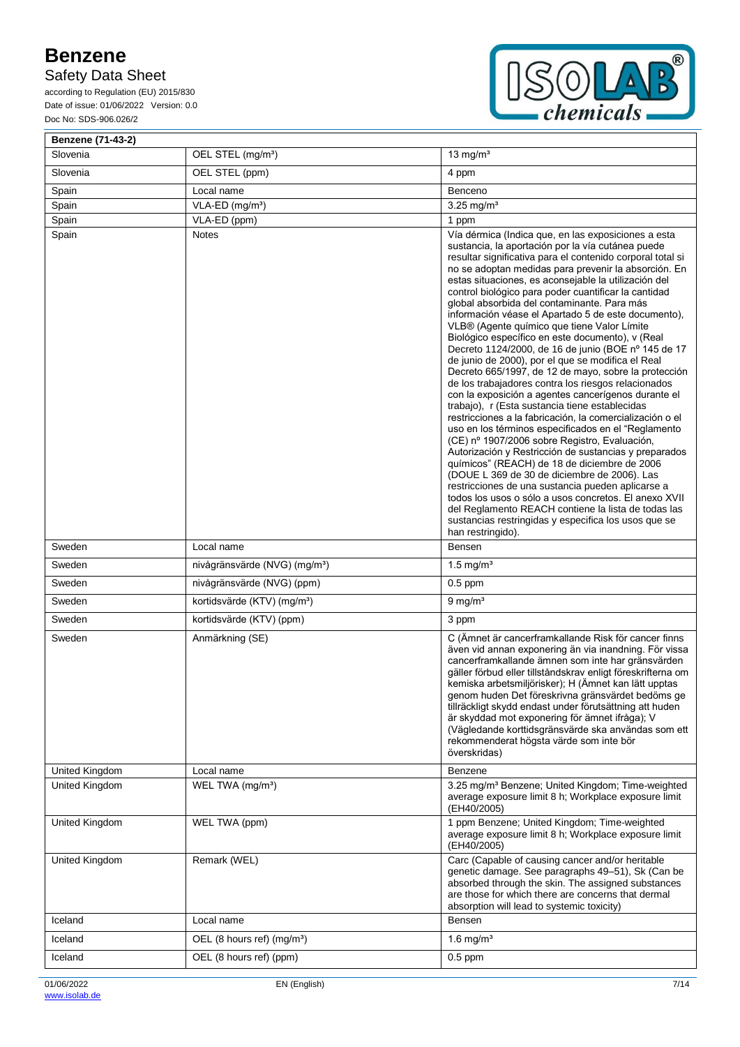| Benzene (71-43-2) | | |
|---|---|---|
| Slovenia | OEL STEL (mg/m³) | 13 mg/m³ |
| Slovenia | OEL STEL (ppm) | 4 ppm |
| Spain | Local name | Benceno |
| Spain | VLA-ED (mg/m³) | 3.25 mg/m³ |
| Spain | VLA-ED (ppm) | 1 ppm |
| Spain | Notes | Vía dérmica (Indica que, en las exposiciones a esta sustancia, la aportación por la vía cutánea puede resultar significativa para el contenido corporal total si no se adoptan medidas para prevenir la absorción. En estas situaciones, es aconsejable la utilización del control biológico para poder cuantificar la cantidad global absorbida del contaminante. Para más información véase el Apartado 5 de este documento), VLB® (Agente químico que tiene Valor Límite Biológico específico en este documento), v (Real Decreto 1124/2000, de 16 de junio (BOE nº 145 de 17 de junio de 2000), por el que se modifica el Real Decreto 665/1997, de 12 de mayo, sobre la protección de los trabajadores contra los riesgos relacionados con la exposición a agentes cancerígenos durante el trabajo), r (Esta sustancia tiene establecidas restricciones a la fabricación, la comercialización o el uso en los términos especificados en el "Reglamento (CE) nº 1907/2006 sobre Registro, Evaluación, Autorización y Restricción de sustancias y preparados químicos" (REACH) de 18 de diciembre de 2006 (DOUE L 369 de 30 de diciembre de 2006). Las restricciones de una sustancia pueden aplicarse a todos los usos o sólo a usos concretos. El anexo XVII del Reglamento REACH contiene la lista de todas las sustancias restringidas y especifica los usos que se han restringido). |
| Sweden | Local name | Bensen |
| Sweden | nivågränsvärde (NVG) (mg/m³) | 1.5 mg/m³ |
| Sweden | nivågränsvärde (NVG) (ppm) | 0.5 ppm |
| Sweden | kortidsvärde (KTV) (mg/m³) | 9 mg/m³ |
| Sweden | kortidsvärde (KTV) (ppm) | 3 ppm |
| Sweden | Anmärkning (SE) | C (Ämnet är cancerframkallande Risk för cancer finns även vid annan exponering än via inandning. För vissa cancerframkallande ämnen som inte har gränsvärden gäller förbud eller tillståndskrav enligt föreskrifterna om kemiska arbetsmiljörisker); H (Ämnet kan lätt upptas genom huden Det föreskrivna gränsvärdet bedöms ge tillräckligt skydd endast under förutsättning att huden är skyddad mot exponering för ämnet ifråga); V (Vägledande korttidsgränsvärde ska användas som ett rekommenderat högsta värde som inte bör överskridas) |
| United Kingdom | Local name | Benzene |
| United Kingdom | WEL TWA (mg/m³) | 3.25 mg/m³ Benzene; United Kingdom; Time-weighted average exposure limit 8 h; Workplace exposure limit (EH40/2005) |
| United Kingdom | WEL TWA (ppm) | 1 ppm Benzene; United Kingdom; Time-weighted average exposure limit 8 h; Workplace exposure limit (EH40/2005) |
| United Kingdom | Remark (WEL) | Carc (Capable of causing cancer and/or heritable genetic damage. See paragraphs 49–51), Sk (Can be absorbed through the skin. The assigned substances are those for which there are concerns that dermal absorption will lead to systemic toxicity) |
| Iceland | Local name | Bensen |
| Iceland | OEL (8 hours ref) (mg/m³) | 1.6 mg/m³ |
| Iceland | OEL (8 hours ref) (ppm) | 0.5 ppm |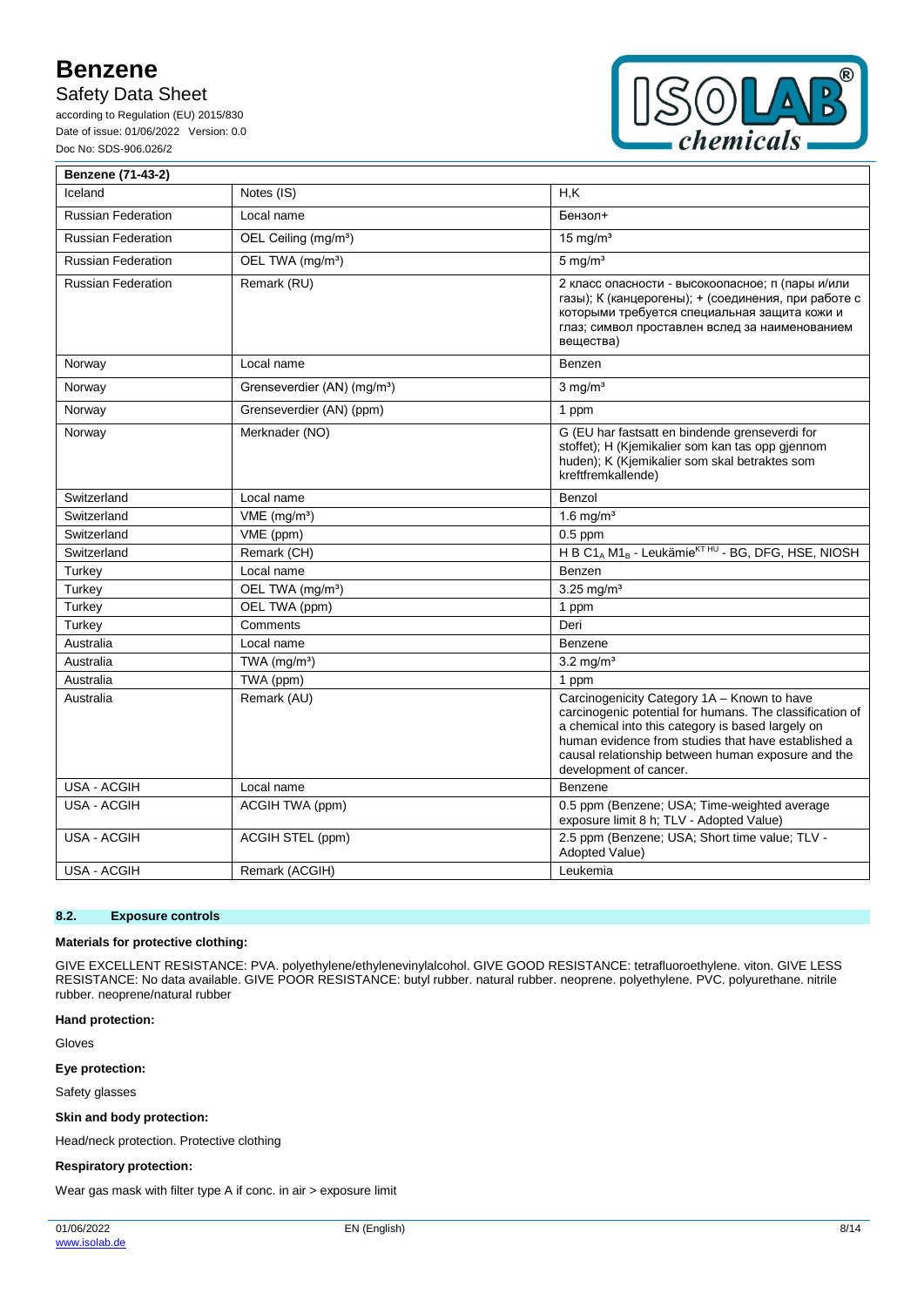| Benzene (71-43-2) | | |
|---|---|---|
| Iceland | Notes (IS) | H,K |
| Russian Federation | Local name | Бензол+ |
| Russian Federation | OEL Ceiling (mg/m³) | 15 mg/m³ |
| Russian Federation | OEL TWA (mg/m³) | 5 mg/m³ |
| Russian Federation | Remark (RU) | 2 класс опасности - высокоопасное; п (пары и/или газы); К (канцерогены); + (соединения, при работе с которыми требуется специальная защита кожи и глаз; символ проставлен вслед за наименованием вещества) |
| Norway | Local name | Benzen |
| Norway | Grenseverdier (AN) (mg/m³) | 3 mg/m³ |
| Norway | Grenseverdier (AN) (ppm) | 1 ppm |
| Norway | Merknader (NO) | G (EU har fastsatt en bindende grenseverdi for stoffet); H (Kjemikalier som kan tas opp gjennom huden); K (Kjemikalier som skal betraktes som kreftfremkallende) |
| Switzerland | Local name | Benzol |
| Switzerland | VME (mg/m³) | 1.6 mg/m³ |
| Switzerland | VME (ppm) | 0.5 ppm |
| Switzerland | Remark (CH) | H B $C1_A$ $M1_B$ - Leukämie[KT HU] - BG, DFG, HSE, NIOSH |
| Turkey | Local name | Benzen |
| Turkey | OEL TWA (mg/m³) | 3.25 mg/m³ |
| Turkey | OEL TWA (ppm) | 1 ppm |
| Turkey | Comments | Deri |
| Australia | Local name | Benzene |
| Australia | TWA (mg/m³) | 3.2 mg/m³ |
| Australia | TWA (ppm) | 1 ppm |
| Australia | Remark (AU) | Carcinogenicity Category 1A – Known to have carcinogenic potential for humans. The classification of a chemical into this category is based largely on human evidence from studies that have established a causal relationship between human exposure and the development of cancer. |
| USA - ACGIH | Local name | Benzene |
| USA - ACGIH | ACGIH TWA (ppm) | 0.5 ppm (Benzene; USA; Time-weighted average exposure limit 8 h; TLV - Adopted Value) |
| USA - ACGIH | ACGIH STEL (ppm) | 2.5 ppm (Benzene; USA; Short time value; TLV - Adopted Value) |
| USA - ACGIH | Remark (ACGIH) | Leukemia |

## 8.2. Exposure controls

**Materials for protective clothing:**

GIVE EXCELLENT RESISTANCE: PVA. polyethylene/ethylenevinylalcohol. GIVE GOOD RESISTANCE: tetrafluoroethylene. viton. GIVE LESS RESISTANCE: No data available. GIVE POOR RESISTANCE: butyl rubber. natural rubber. neoprene. polyethylene. PVC. polyurethane. nitrile rubber. neoprene/natural rubber

**Hand protection:**

Gloves

**Eye protection:**

Safety glasses

**Skin and body protection:**

Head/neck protection. Protective clothing

**Respiratory protection:**

Wear gas mask with filter type A if conc. in air > exposure limit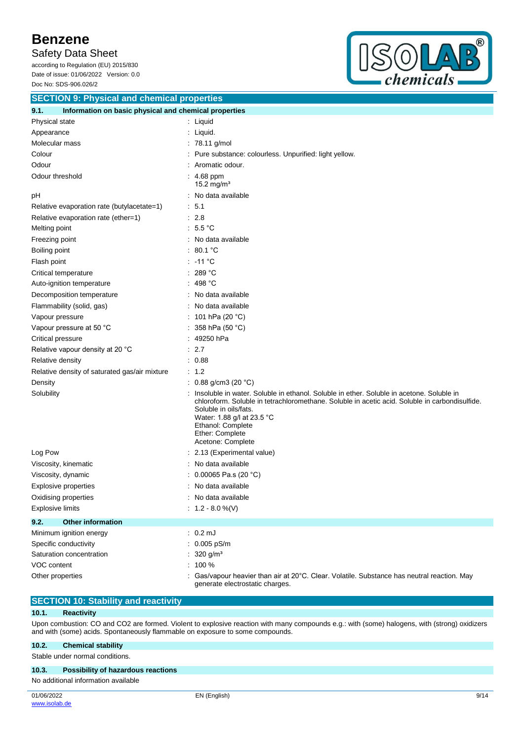## SECTION 9: Physical and chemical properties

### 9.1. Information on basic physical and chemical properties

| | |
|---|---|
| Physical state | : Liquid |
| Appearance | : Liquid. |
| Molecular mass | : 78.11 g/mol |
| Colour | : Pure substance: colourless. Unpurified: light yellow. |
| Odour | : Aromatic odour. |
| Odour threshold | : 4.68 ppm<br>15.2 mg/m³ |
| pH | : No data available |
| Relative evaporation rate (butylacetate=1) | : 5.1 |
| Relative evaporation rate (ether=1) | : 2.8 |
| Melting point | : 5.5 °C |
| Freezing point | : No data available |
| Boiling point | : 80.1 °C |
| Flash point | : -11 °C |
| Critical temperature | : 289 °C |
| Auto-ignition temperature | : 498 °C |
| Decomposition temperature | : No data available |
| Flammability (solid, gas) | : No data available |
| Vapour pressure | : 101 hPa (20 °C) |
| Vapour pressure at 50 °C | : 358 hPa (50 °C) |
| Critical pressure | : 49250 hPa |
| Relative vapour density at 20 °C | : 2.7 |
| Relative density | : 0.88 |
| Relative density of saturated gas/air mixture | : 1.2 |
| Density | : 0.88 g/cm3 (20 °C) |
| Solubility | : Insoluble in water. Soluble in ethanol. Soluble in ether. Soluble in acetone. Soluble in chloroform. Soluble in tetrachloromethane. Soluble in acetic acid. Soluble in carbondisulfide. Soluble in oils/fats.<br>Water: 1.88 g/l at 23.5 °C<br>Ethanol: Complete<br>Ether: Complete<br>Acetone: Complete |
| Log Pow | : 2.13 (Experimental value) |
| Viscosity, kinematic | : No data available |
| Viscosity, dynamic | : 0.00065 Pa.s (20 °C) |
| Explosive properties | : No data available |
| Oxidising properties | : No data available |
| Explosive limits | : 1.2 - 8.0 %(V) |

### 9.2. Other information

| | |
|---|---|
| Minimum ignition energy | : 0.2 mJ |
| Specific conductivity | : 0.005 pS/m |
| Saturation concentration | : 320 g/m³ |
| VOC content | : 100 % |
| Other properties | : Gas/vapour heavier than air at 20°C. Clear. Volatile. Substance has neutral reaction. May generate electrostatic charges. |

## SECTION 10: Stability and reactivity

### 10.1. Reactivity

Upon combustion: CO and CO2 are formed. Violent to explosive reaction with many compounds e.g.: with (some) halogens, with (strong) oxidizers and with (some) acids. Spontaneously flammable on exposure to some compounds.

### 10.2. Chemical stability

Stable under normal conditions.

### 10.3. Possibility of hazardous reactions

No additional information available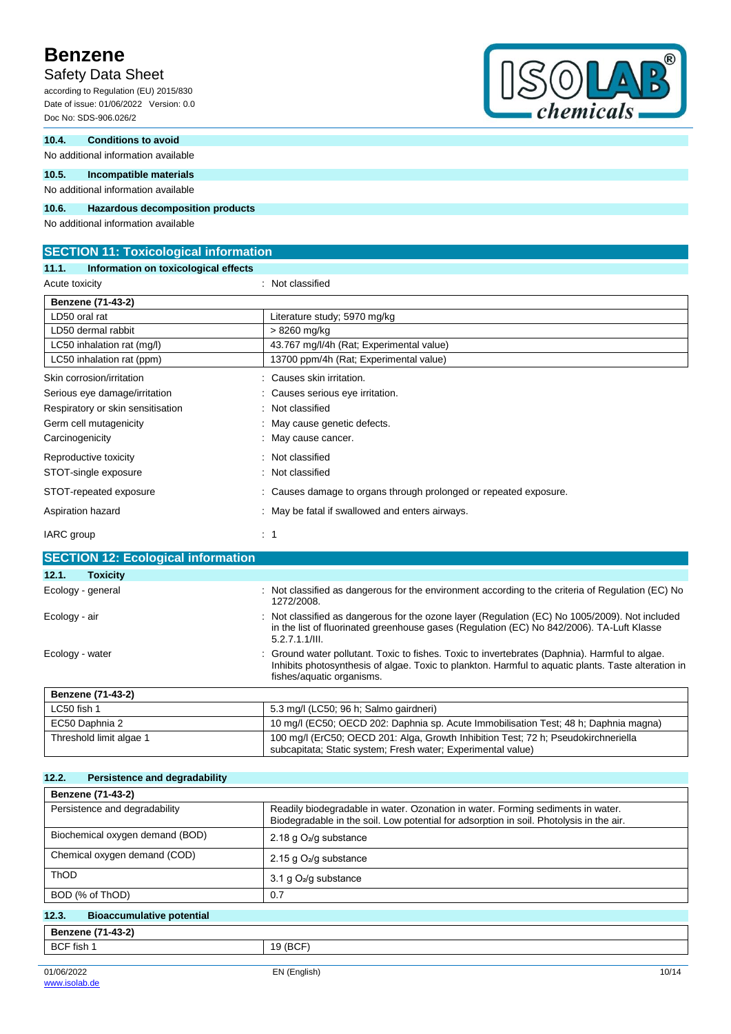### 10.4. Conditions to avoid

No additional information available

### 10.5. Incompatible materials

No additional information available

### 10.6. Hazardous decomposition products

No additional information available

## SECTION 11: Toxicological information

### 11.1. Information on toxicological effects

Acute toxicity : Not classified

| Benzene (71-43-2) | |
|---|---|
| LD50 oral rat | Literature study; 5970 mg/kg |
| LD50 dermal rabbit | > 8260 mg/kg |
| LC50 inhalation rat (mg/l) | 43.767 mg/l/4h (Rat; Experimental value) |
| LC50 inhalation rat (ppm) | 13700 ppm/4h (Rat; Experimental value) |

Skin corrosion/irritation : Causes skin irritation.

Serious eye damage/irritation : Causes serious eye irritation.

Respiratory or skin sensitisation : Not classified

Germ cell mutagenicity : May cause genetic defects.

Carcinogenicity : May cause cancer.

Reproductive toxicity : Not classified

STOT-single exposure : Not classified

STOT-repeated exposure : Causes damage to organs through prolonged or repeated exposure.

Aspiration hazard : May be fatal if swallowed and enters airways.

IARC group : 1

## SECTION 12: Ecological information

### 12.1. Toxicity

Ecology - general : Not classified as dangerous for the environment according to the criteria of Regulation (EC) No 1272/2008.

Ecology - air : Not classified as dangerous for the ozone layer (Regulation (EC) No 1005/2009). Not included in the list of fluorinated greenhouse gases (Regulation (EC) No 842/2006). TA-Luft Klasse 5.2.7.1.1/III.

Ecology - water : Ground water pollutant. Toxic to fishes. Toxic to invertebrates (Daphnia). Harmful to algae. Inhibits photosynthesis of algae. Toxic to plankton. Harmful to aquatic plants. Taste alteration in fishes/aquatic organisms.

| Benzene (71-43-2) | |
|---|---|
| LC50 fish 1 | 5.3 mg/l (LC50; 96 h; Salmo gairdneri) |
| EC50 Daphnia 2 | 10 mg/l (EC50; OECD 202: Daphnia sp. Acute Immobilisation Test; 48 h; Daphnia magna) |
| Threshold limit algae 1 | 100 mg/l (ErC50; OECD 201: Alga, Growth Inhibition Test; 72 h; Pseudokirchneriella subcapitata; Static system; Fresh water; Experimental value) |

### 12.2. Persistence and degradability

| Benzene (71-43-2) | |
|---|---|
| Persistence and degradability | Readily biodegradable in water. Ozonation in water. Forming sediments in water. Biodegradable in the soil. Low potential for adsorption in soil. Photolysis in the air. |
| Biochemical oxygen demand (BOD) | 2.18 g $O_2$/g substance |
| Chemical oxygen demand (COD) | 2.15 g $O_2$/g substance |
| ThOD | 3.1 g $O_2$/g substance |
| BOD (% of ThOD) | 0.7 |

### 12.3. Bioaccumulative potential

| Benzene (71-43-2) | |
|---|---|
| BCF fish 1 | 19 (BCF) |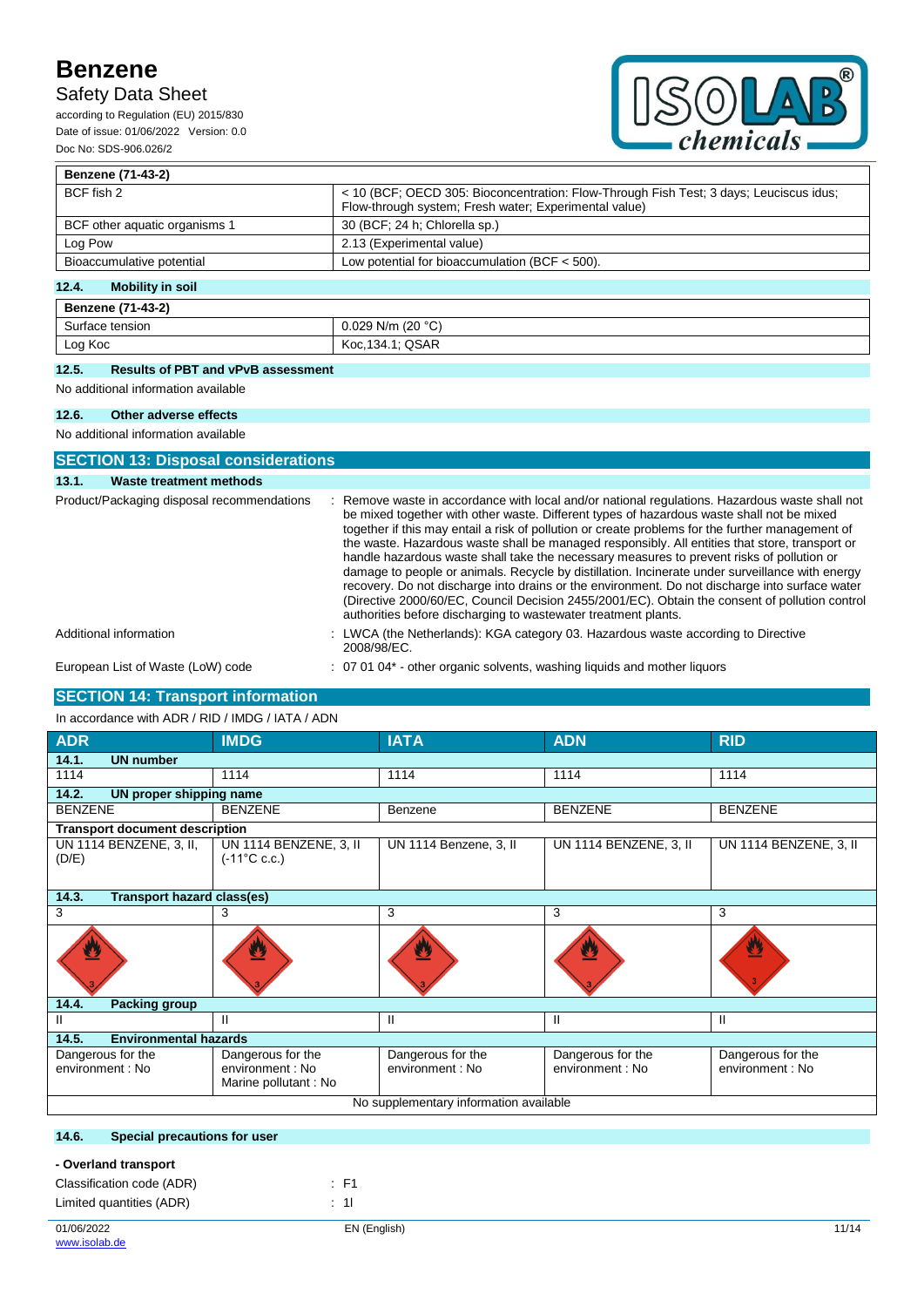| Benzene (71-43-2) | |
|---|---|
| BCF fish 2 | < 10 (BCF; OECD 305: Bioconcentration: Flow-Through Fish Test; 3 days; Leuciscus idus; Flow-through system; Fresh water; Experimental value) |
| BCF other aquatic organisms 1 | 30 (BCF; 24 h; Chlorella sp.) |
| Log Pow | 2.13 (Experimental value) |
| Bioaccumulative potential | Low potential for bioaccumulation (BCF < 500). |

### 12.4. Mobility in soil

| Benzene (71-43-2) | |
|---|---|
| Surface tension | 0.029 N/m (20 °C) |
| Log Koc | Koc,134.1; QSAR |

### 12.5. Results of PBT and vPvB assessment

No additional information available

### 12.6. Other adverse effects

No additional information available

## SECTION 13: Disposal considerations

### 13.1. Waste treatment methods

Product/Packaging disposal recommendations : Remove waste in accordance with local and/or national regulations. Hazardous waste shall not be mixed together with other waste. Different types of hazardous waste shall not be mixed together if this may entail a risk of pollution or create problems for the further management of the waste. Hazardous waste shall be managed responsibly. All entities that store, transport or handle hazardous waste shall take the necessary measures to prevent risks of pollution or damage to people or animals. Recycle by distillation. Incinerate under surveillance with energy recovery. Do not discharge into drains or the environment. Do not discharge into surface water (Directive 2000/60/EC, Council Decision 2455/2001/EC). Obtain the consent of pollution control authorities before discharging to wastewater treatment plants.

Additional information : LWCA (the Netherlands): KGA category 03. Hazardous waste according to Directive 2008/98/EC.

European List of Waste (LoW) code : 07 01 04* - other organic solvents, washing liquids and mother liquors

## SECTION 14: Transport information

In accordance with ADR / RID / IMDG / IATA / ADN

| ADR | IMDG | IATA | ADN | RID |
|---|---|---|---|---|
| **14.1. UN number** | | | | |
| 1114 | 1114 | 1114 | 1114 | 1114 |
| **14.2. UN proper shipping name** | | | | |
| BENZENE | BENZENE | Benzene | BENZENE | BENZENE |
| **Transport document description** | | | | |
| UN 1114 BENZENE, 3, II, (D/E) | UN 1114 BENZENE, 3, II (-11°C c.c.) | UN 1114 Benzene, 3, II | UN 1114 BENZENE, 3, II | UN 1114 BENZENE, 3, II |
| **14.3. Transport hazard class(es)** | | | | |
| 3 | 3 | 3 | 3 | 3 |
| **14.4. Packing group** | | | | |
| II | II | II | II | II |
| **14.5. Environmental hazards** | | | | |
| Dangerous for the environment : No | Dangerous for the environment : No<br>Marine pollutant : No | Dangerous for the environment : No | Dangerous for the environment : No | Dangerous for the environment : No |
| No supplementary information available | | | | |

### 14.6. Special precautions for user

**- Overland transport**

Classification code (ADR) : F1

Limited quantities (ADR) : 1l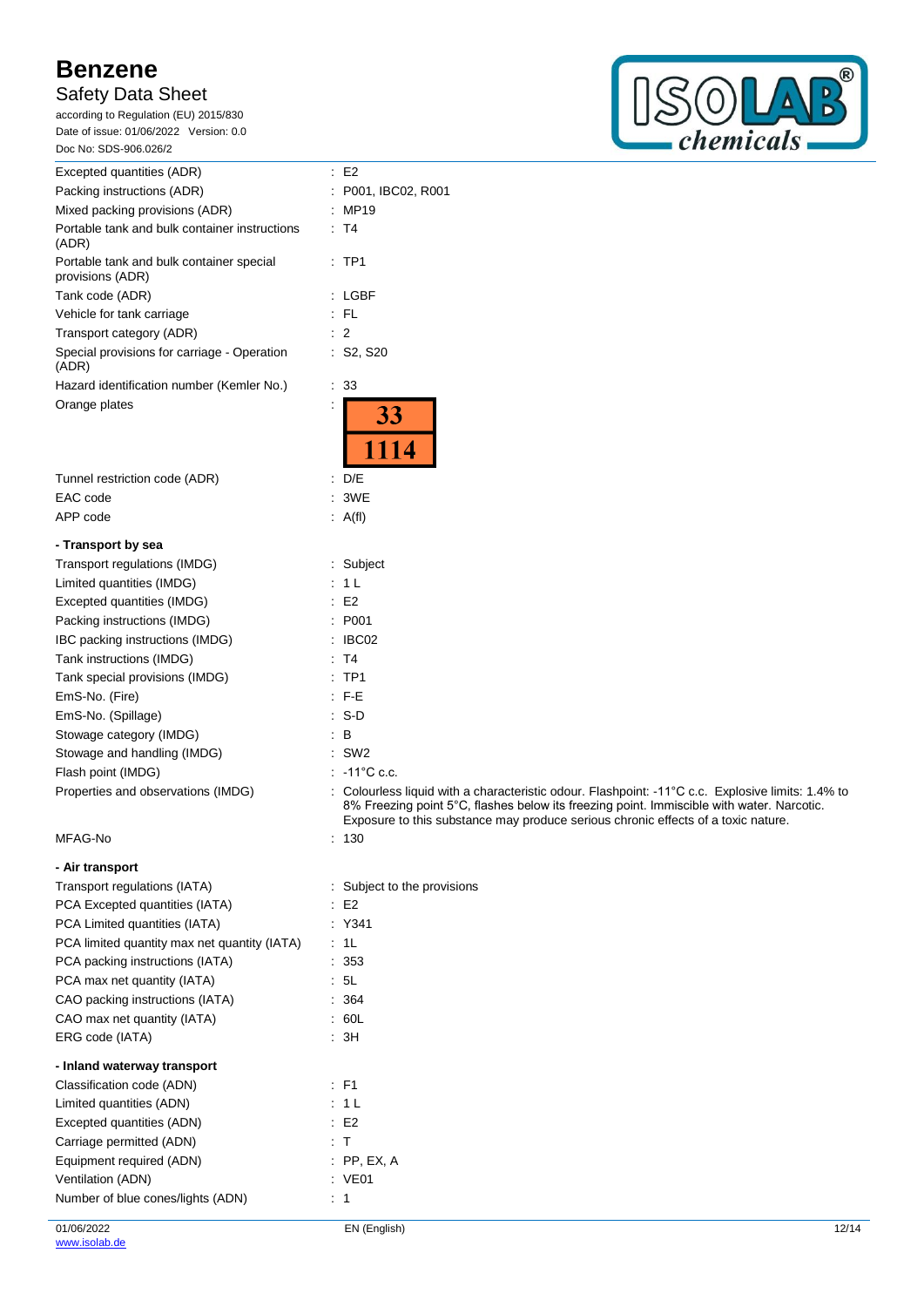| | |
|---|---|
| Excepted quantities (ADR) | : E2 |
| Packing instructions (ADR) | : P001, IBC02, R001 |
| Mixed packing provisions (ADR) | : MP19 |
| Portable tank and bulk container instructions (ADR) | : T4 |
| Portable tank and bulk container special provisions (ADR) | : TP1 |
| Tank code (ADR) | : LGBF |
| Vehicle for tank carriage | : FL |
| Transport category (ADR) | : 2 |
| Special provisions for carriage - Operation (ADR) | : S2, S20 |
| Hazard identification number (Kemler No.) | : 33 |
| Orange plates | : 33 / 1114 |
| Tunnel restriction code (ADR) | : D/E |
| EAC code | : 3WE |
| APP code | : A(fl) |

**- Transport by sea**

| | |
|---|---|
| Transport regulations (IMDG) | : Subject |
| Limited quantities (IMDG) | : 1 L |
| Excepted quantities (IMDG) | : E2 |
| Packing instructions (IMDG) | : P001 |
| IBC packing instructions (IMDG) | : IBC02 |
| Tank instructions (IMDG) | : T4 |
| Tank special provisions (IMDG) | : TP1 |
| EmS-No. (Fire) | : F-E |
| EmS-No. (Spillage) | : S-D |
| Stowage category (IMDG) | : B |
| Stowage and handling (IMDG) | : SW2 |
| Flash point (IMDG) | : -11°C c.c. |
| Properties and observations (IMDG) | : Colourless liquid with a characteristic odour. Flashpoint: -11°C c.c. Explosive limits: 1.4% to 8% Freezing point 5°C, flashes below its freezing point. Immiscible with water. Narcotic. Exposure to this substance may produce serious chronic effects of a toxic nature. |
| MFAG-No | : 130 |

**- Air transport**

| | |
|---|---|
| Transport regulations (IATA) | : Subject to the provisions |
| PCA Excepted quantities (IATA) | : E2 |
| PCA Limited quantities (IATA) | : Y341 |
| PCA limited quantity max net quantity (IATA) | : 1L |
| PCA packing instructions (IATA) | : 353 |
| PCA max net quantity (IATA) | : 5L |
| CAO packing instructions (IATA) | : 364 |
| CAO max net quantity (IATA) | : 60L |
| ERG code (IATA) | : 3H |

**- Inland waterway transport**

| | |
|---|---|
| Classification code (ADN) | : F1 |
| Limited quantities (ADN) | : 1 L |
| Excepted quantities (ADN) | : E2 |
| Carriage permitted (ADN) | : T |
| Equipment required (ADN) | : PP, EX, A |
| Ventilation (ADN) | : VE01 |
| Number of blue cones/lights (ADN) | : 1 |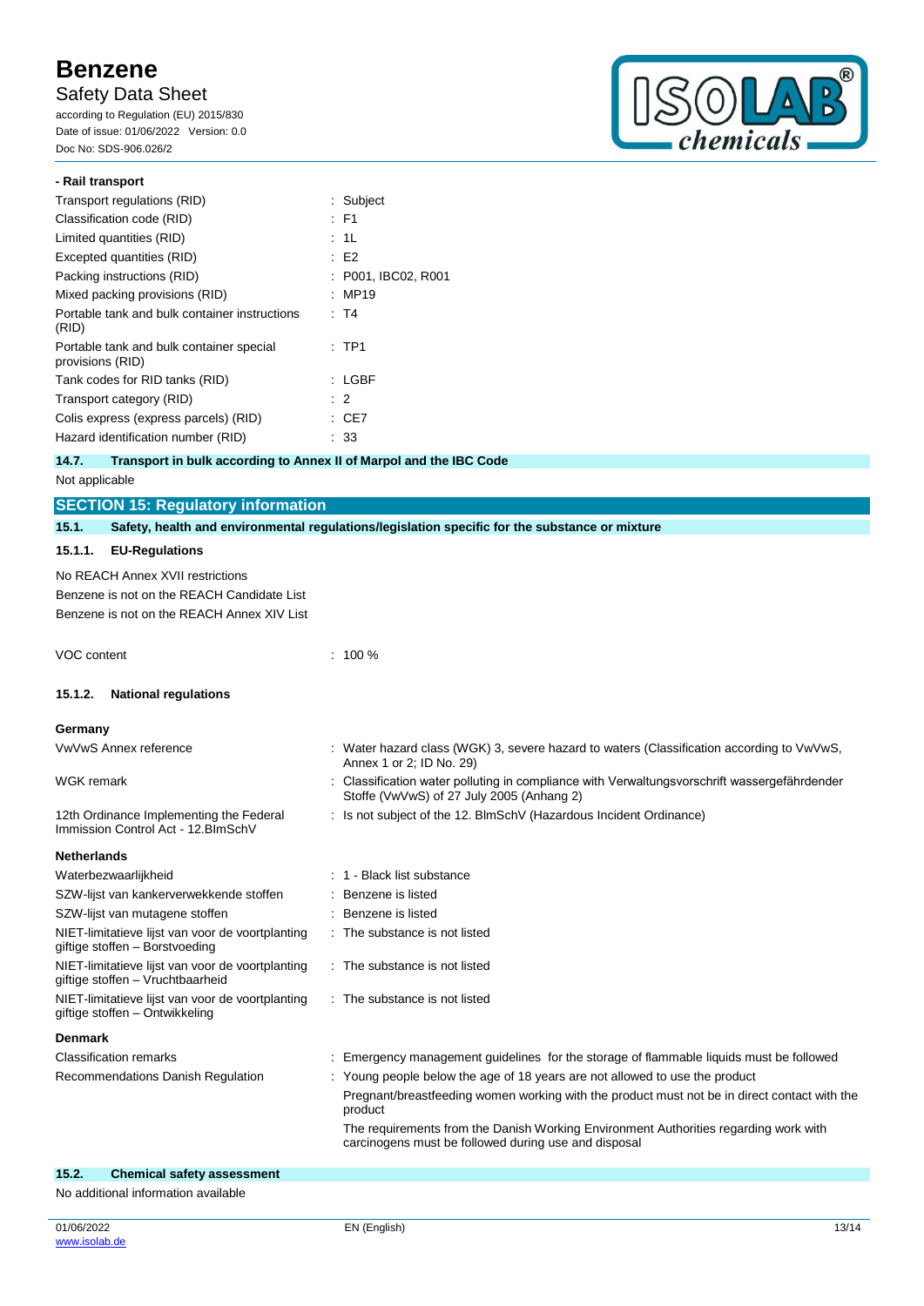**- Rail transport**

| | |
|---|---|
| Transport regulations (RID) | : Subject |
| Classification code (RID) | : F1 |
| Limited quantities (RID) | : 1L |
| Excepted quantities (RID) | : E2 |
| Packing instructions (RID) | : P001, IBC02, R001 |
| Mixed packing provisions (RID) | : MP19 |
| Portable tank and bulk container instructions (RID) | : T4 |
| Portable tank and bulk container special provisions (RID) | : TP1 |
| Tank codes for RID tanks (RID) | : LGBF |
| Transport category (RID) | : 2 |
| Colis express (express parcels) (RID) | : CE7 |
| Hazard identification number (RID) | : 33 |

### 14.7. Transport in bulk according to Annex II of Marpol and the IBC Code

Not applicable

## SECTION 15: Regulatory information

### 15.1. Safety, health and environmental regulations/legislation specific for the substance or mixture

#### 15.1.1. EU-Regulations

No REACH Annex XVII restrictions
Benzene is not on the REACH Candidate List
Benzene is not on the REACH Annex XIV List

| | |
|---|---|
| VOC content | : 100 % |

#### 15.1.2. National regulations

**Germany**

| | |
|---|---|
| VwVwS Annex reference | : Water hazard class (WGK) 3, severe hazard to waters (Classification according to VwVwS, Annex 1 or 2; ID No. 29) |
| WGK remark | : Classification water polluting in compliance with Verwaltungsvorschrift wassergefährdender Stoffe (VwVwS) of 27 July 2005 (Anhang 2) |
| 12th Ordinance Implementing the Federal Immission Control Act - 12.BImSchV | : Is not subject of the 12. BlmSchV (Hazardous Incident Ordinance) |

**Netherlands**

| | |
|---|---|
| Waterbezwaarlijkheid | : 1 - Black list substance |
| SZW-lijst van kankerverwekkende stoffen | : Benzene is listed |
| SZW-lijst van mutagene stoffen | : Benzene is listed |
| NIET-limitatieve lijst van voor de voortplanting giftige stoffen – Borstvoeding | : The substance is not listed |
| NIET-limitatieve lijst van voor de voortplanting giftige stoffen – Vruchtbaarheid | : The substance is not listed |
| NIET-limitatieve lijst van voor de voortplanting giftige stoffen – Ontwikkeling | : The substance is not listed |

**Denmark**

| | |
|---|---|
| Classification remarks | : Emergency management guidelines for the storage of flammable liquids must be followed |
| Recommendations Danish Regulation | : Young people below the age of 18 years are not allowed to use the product<br>Pregnant/breastfeeding women working with the product must not be in direct contact with the product<br>The requirements from the Danish Working Environment Authorities regarding work with carcinogens must be followed during use and disposal |

### 15.2. Chemical safety assessment

No additional information available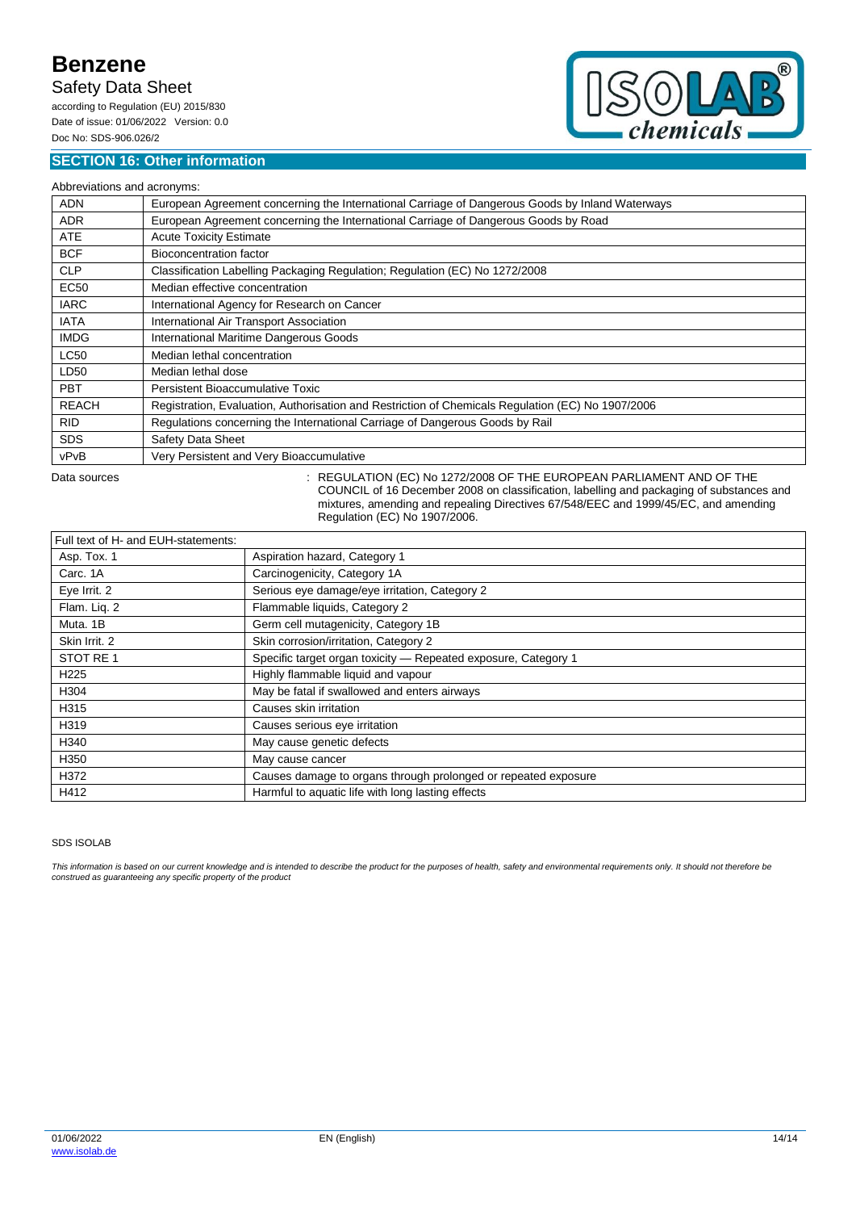## SECTION 16: Other information

Abbreviations and acronyms:

| | |
|---|---|
| ADN | European Agreement concerning the International Carriage of Dangerous Goods by Inland Waterways |
| ADR | European Agreement concerning the International Carriage of Dangerous Goods by Road |
| ATE | Acute Toxicity Estimate |
| BCF | Bioconcentration factor |
| CLP | Classification Labelling Packaging Regulation; Regulation (EC) No 1272/2008 |
| EC50 | Median effective concentration |
| IARC | International Agency for Research on Cancer |
| IATA | International Air Transport Association |
| IMDG | International Maritime Dangerous Goods |
| LC50 | Median lethal concentration |
| LD50 | Median lethal dose |
| PBT | Persistent Bioaccumulative Toxic |
| REACH | Registration, Evaluation, Authorisation and Restriction of Chemicals Regulation (EC) No 1907/2006 |
| RID | Regulations concerning the International Carriage of Dangerous Goods by Rail |
| SDS | Safety Data Sheet |
| vPvB | Very Persistent and Very Bioaccumulative |

Data sources : REGULATION (EC) No 1272/2008 OF THE EUROPEAN PARLIAMENT AND OF THE COUNCIL of 16 December 2008 on classification, labelling and packaging of substances and mixtures, amending and repealing Directives 67/548/EEC and 1999/45/EC, and amending Regulation (EC) No 1907/2006.

| Full text of H- and EUH-statements: | |
|---|---|
| Asp. Tox. 1 | Aspiration hazard, Category 1 |
| Carc. 1A | Carcinogenicity, Category 1A |
| Eye Irrit. 2 | Serious eye damage/eye irritation, Category 2 |
| Flam. Liq. 2 | Flammable liquids, Category 2 |
| Muta. 1B | Germ cell mutagenicity, Category 1B |
| Skin Irrit. 2 | Skin corrosion/irritation, Category 2 |
| STOT RE 1 | Specific target organ toxicity — Repeated exposure, Category 1 |
| H225 | Highly flammable liquid and vapour |
| H304 | May be fatal if swallowed and enters airways |
| H315 | Causes skin irritation |
| H319 | Causes serious eye irritation |
| H340 | May cause genetic defects |
| H350 | May cause cancer |
| H372 | Causes damage to organs through prolonged or repeated exposure |
| H412 | Harmful to aquatic life with long lasting effects |

SDS ISOLAB

*This information is based on our current knowledge and is intended to describe the product for the purposes of health, safety and environmental requirements only. It should not therefore be construed as guaranteeing any specific property of the product*